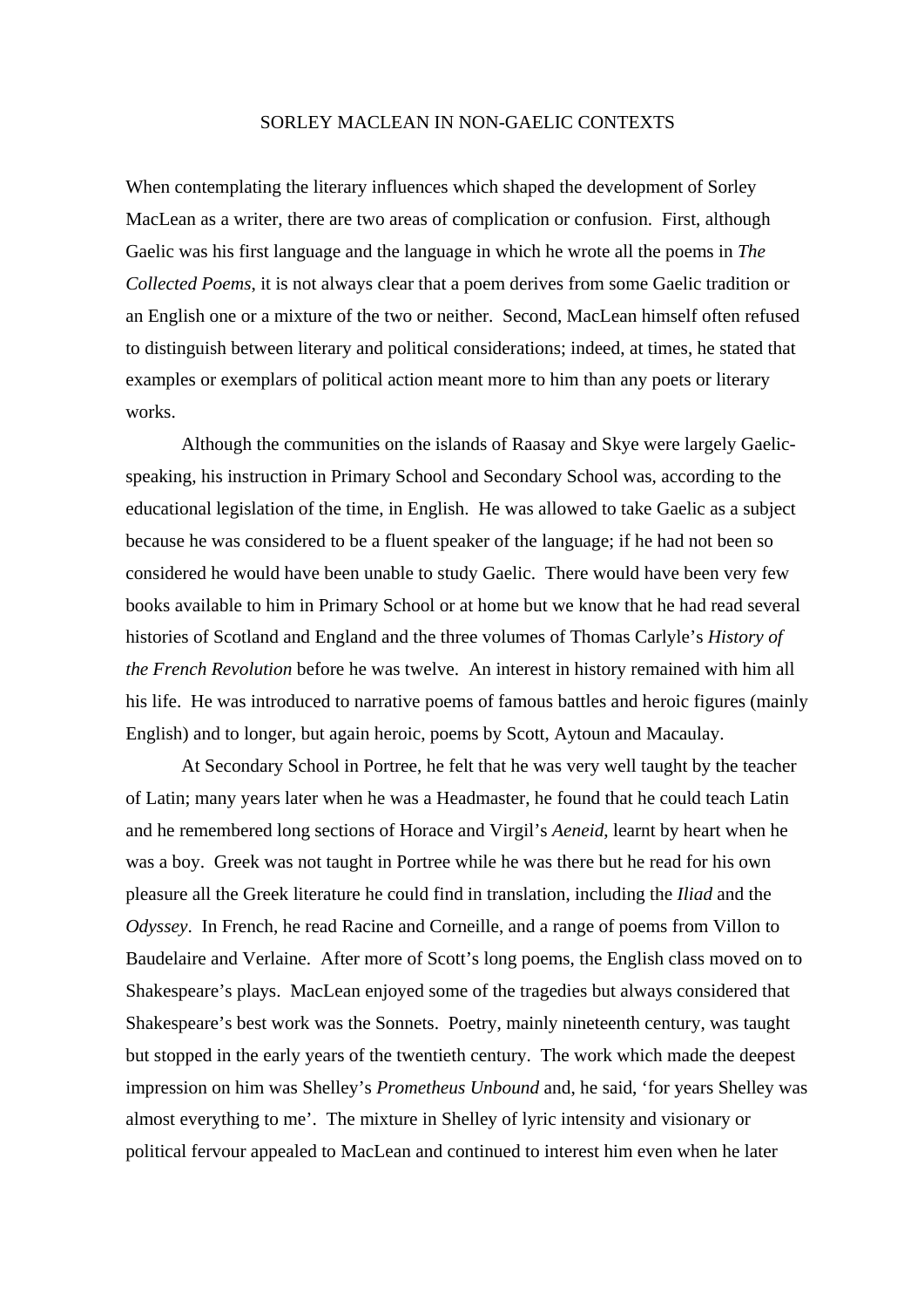# SORLEY MACLEAN IN NON-GAELIC CONTEXTS

When contemplating the literary influences which shaped the development of Sorley MacLean as a writer, there are two areas of complication or confusion. First, although Gaelic was his first language and the language in which he wrote all the poems in *The Collected Poems*, it is not always clear that a poem derives from some Gaelic tradition or an English one or a mixture of the two or neither. Second, MacLean himself often refused to distinguish between literary and political considerations; indeed, at times, he stated that examples or exemplars of political action meant more to him than any poets or literary works.

Although the communities on the islands of Raasay and Skye were largely Gaelic-speaking, his instruction in Primary School and Secondary School was, according to the educational legislation of the time, in English. He was allowed to take Gaelic as a subject because he was considered to be a fluent speaker of the language; if he had not been so considered he would have been unable to study Gaelic. There would have been very few books available to him in Primary School or at home but we know that he had read several histories of Scotland and England and the three volumes of Thomas Carlyle's *History of the French Revolution* before he was twelve. An interest in history remained with him all his life. He was introduced to narrative poems of famous battles and heroic figures (mainly English) and to longer, but again heroic, poems by Scott, Aytoun and Macaulay.

At Secondary School in Portree, he felt that he was very well taught by the teacher of Latin; many years later when he was a Headmaster, he found that he could teach Latin and he remembered long sections of Horace and Virgil's *Aeneid*, learnt by heart when he was a boy. Greek was not taught in Portree while he was there but he read for his own pleasure all the Greek literature he could find in translation, including the *Iliad* and the *Odyssey*. In French, he read Racine and Corneille, and a range of poems from Villon to Baudelaire and Verlaine. After more of Scott's long poems, the English class moved on to Shakespeare's plays. MacLean enjoyed some of the tragedies but always considered that Shakespeare's best work was the Sonnets. Poetry, mainly nineteenth century, was taught but stopped in the early years of the twentieth century. The work which made the deepest impression on him was Shelley's *Prometheus Unbound* and, he said, 'for years Shelley was almost everything to me'. The mixture in Shelley of lyric intensity and visionary or political fervour appealed to MacLean and continued to interest him even when he later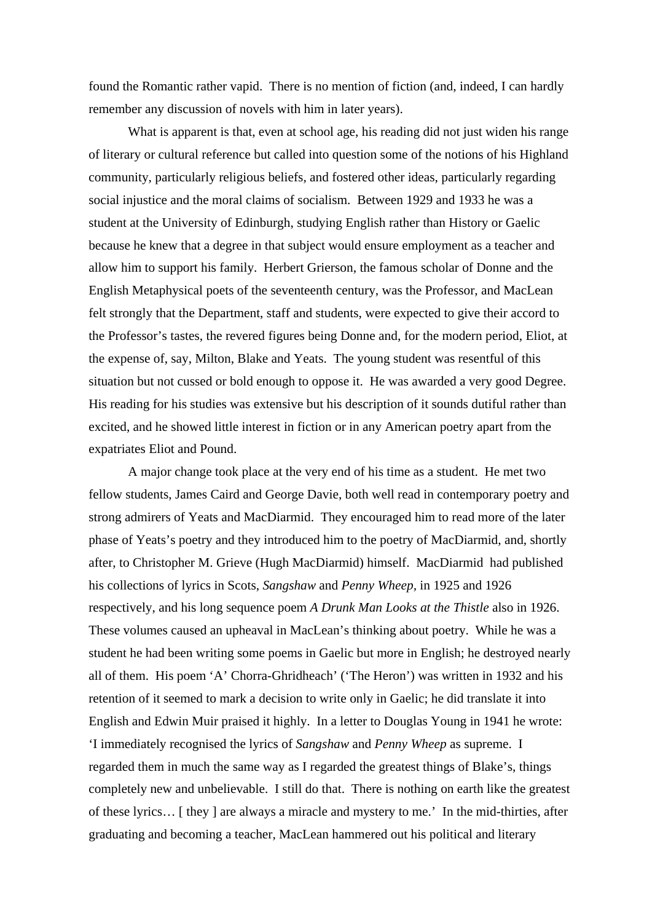found the Romantic rather vapid. There is no mention of fiction (and, indeed, I can hardly remember any discussion of novels with him in later years).

What is apparent is that, even at school age, his reading did not just widen his range of literary or cultural reference but called into question some of the notions of his Highland community, particularly religious beliefs, and fostered other ideas, particularly regarding social injustice and the moral claims of socialism. Between 1929 and 1933 he was a student at the University of Edinburgh, studying English rather than History or Gaelic because he knew that a degree in that subject would ensure employment as a teacher and allow him to support his family. Herbert Grierson, the famous scholar of Donne and the English Metaphysical poets of the seventeenth century, was the Professor, and MacLean felt strongly that the Department, staff and students, were expected to give their accord to the Professor's tastes, the revered figures being Donne and, for the modern period, Eliot, at the expense of, say, Milton, Blake and Yeats. The young student was resentful of this situation but not cussed or bold enough to oppose it. He was awarded a very good Degree. His reading for his studies was extensive but his description of it sounds dutiful rather than excited, and he showed little interest in fiction or in any American poetry apart from the expatriates Eliot and Pound.

A major change took place at the very end of his time as a student. He met two fellow students, James Caird and George Davie, both well read in contemporary poetry and strong admirers of Yeats and MacDiarmid. They encouraged him to read more of the later phase of Yeats's poetry and they introduced him to the poetry of MacDiarmid, and, shortly after, to Christopher M. Grieve (Hugh MacDiarmid) himself. MacDiarmid had published his collections of lyrics in Scots, *Sangshaw* and *Penny Wheep*, in 1925 and 1926 respectively, and his long sequence poem *A Drunk Man Looks at the Thistle* also in 1926. These volumes caused an upheaval in MacLean's thinking about poetry. While he was a student he had been writing some poems in Gaelic but more in English; he destroyed nearly all of them. His poem 'A' Chorra-Ghridheach' ('The Heron') was written in 1932 and his retention of it seemed to mark a decision to write only in Gaelic; he did translate it into English and Edwin Muir praised it highly. In a letter to Douglas Young in 1941 he wrote: 'I immediately recognised the lyrics of *Sangshaw* and *Penny Wheep* as supreme. I regarded them in much the same way as I regarded the greatest things of Blake's, things completely new and unbelievable. I still do that. There is nothing on earth like the greatest of these lyrics… [ they ] are always a miracle and mystery to me.' In the mid-thirties, after graduating and becoming a teacher, MacLean hammered out his political and literary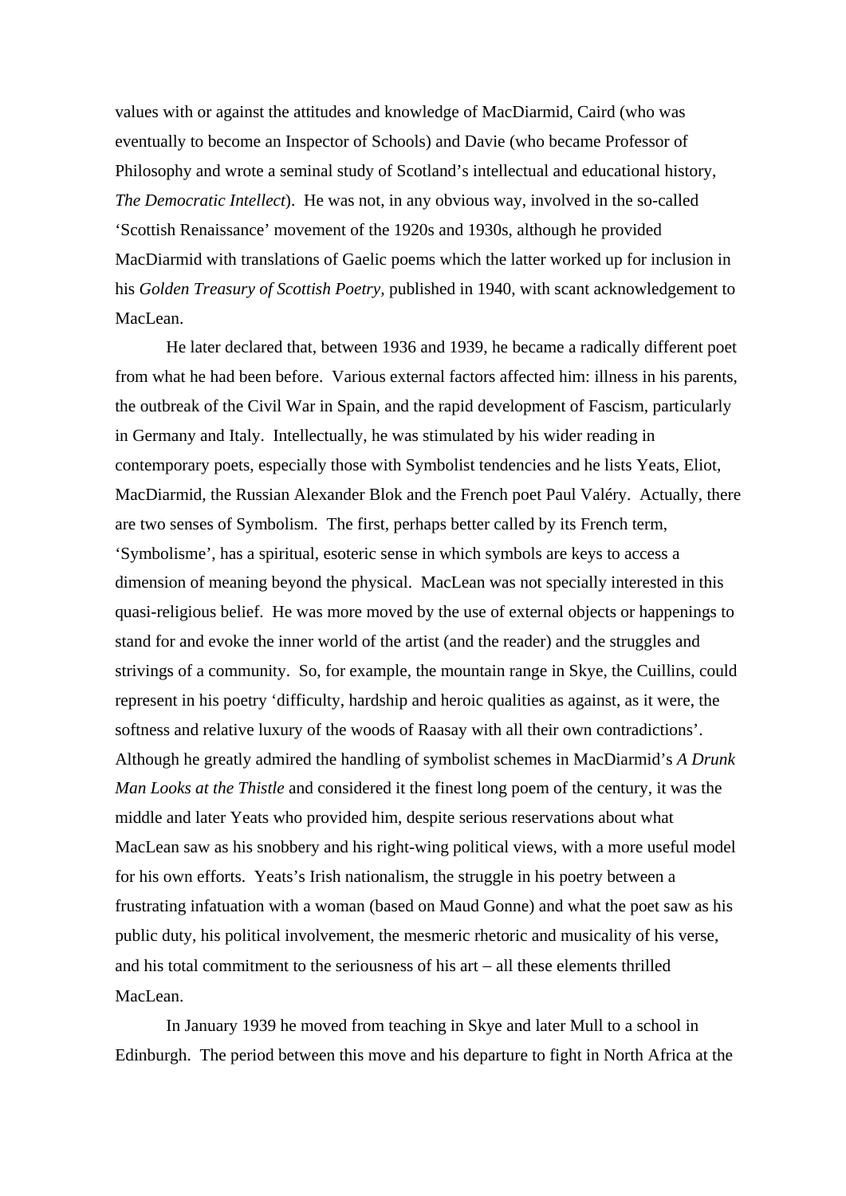values with or against the attitudes and knowledge of MacDiarmid, Caird (who was eventually to become an Inspector of Schools) and Davie (who became Professor of Philosophy and wrote a seminal study of Scotland's intellectual and educational history, *The Democratic Intellect*). He was not, in any obvious way, involved in the so-called 'Scottish Renaissance' movement of the 1920s and 1930s, although he provided MacDiarmid with translations of Gaelic poems which the latter worked up for inclusion in his *Golden Treasury of Scottish Poetry*, published in 1940, with scant acknowledgement to MacLean.

He later declared that, between 1936 and 1939, he became a radically different poet from what he had been before. Various external factors affected him: illness in his parents, the outbreak of the Civil War in Spain, and the rapid development of Fascism, particularly in Germany and Italy. Intellectually, he was stimulated by his wider reading in contemporary poets, especially those with Symbolist tendencies and he lists Yeats, Eliot, MacDiarmid, the Russian Alexander Blok and the French poet Paul Valéry. Actually, there are two senses of Symbolism. The first, perhaps better called by its French term, 'Symbolisme', has a spiritual, esoteric sense in which symbols are keys to access a dimension of meaning beyond the physical. MacLean was not specially interested in this quasi-religious belief. He was more moved by the use of external objects or happenings to stand for and evoke the inner world of the artist (and the reader) and the struggles and strivings of a community. So, for example, the mountain range in Skye, the Cuillins, could represent in his poetry 'difficulty, hardship and heroic qualities as against, as it were, the softness and relative luxury of the woods of Raasay with all their own contradictions'. Although he greatly admired the handling of symbolist schemes in MacDiarmid's *A Drunk Man Looks at the Thistle* and considered it the finest long poem of the century, it was the middle and later Yeats who provided him, despite serious reservations about what MacLean saw as his snobbery and his right-wing political views, with a more useful model for his own efforts. Yeats's Irish nationalism, the struggle in his poetry between a frustrating infatuation with a woman (based on Maud Gonne) and what the poet saw as his public duty, his political involvement, the mesmeric rhetoric and musicality of his verse, and his total commitment to the seriousness of his art – all these elements thrilled MacLean.

In January 1939 he moved from teaching in Skye and later Mull to a school in Edinburgh. The period between this move and his departure to fight in North Africa at the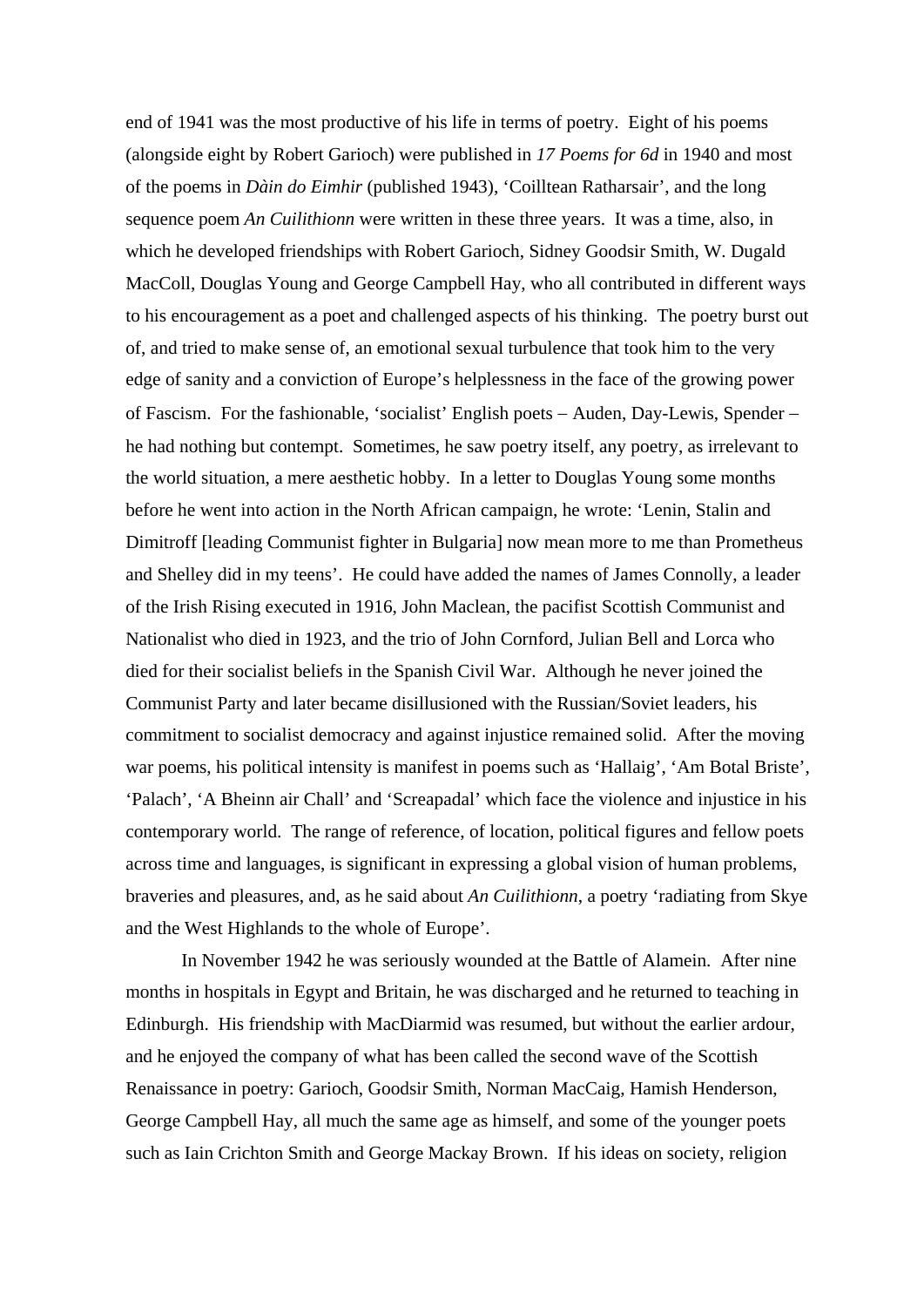end of 1941 was the most productive of his life in terms of poetry. Eight of his poems (alongside eight by Robert Garioch) were published in *17 Poems for 6d* in 1940 and most of the poems in *Dàin do Eimhir* (published 1943), 'Coilltean Ratharsair', and the long sequence poem *An Cuilithionn* were written in these three years. It was a time, also, in which he developed friendships with Robert Garioch, Sidney Goodsir Smith, W. Dugald MacColl, Douglas Young and George Campbell Hay, who all contributed in different ways to his encouragement as a poet and challenged aspects of his thinking. The poetry burst out of, and tried to make sense of, an emotional sexual turbulence that took him to the very edge of sanity and a conviction of Europe's helplessness in the face of the growing power of Fascism. For the fashionable, 'socialist' English poets – Auden, Day-Lewis, Spender – he had nothing but contempt. Sometimes, he saw poetry itself, any poetry, as irrelevant to the world situation, a mere aesthetic hobby. In a letter to Douglas Young some months before he went into action in the North African campaign, he wrote: 'Lenin, Stalin and Dimitroff [leading Communist fighter in Bulgaria] now mean more to me than Prometheus and Shelley did in my teens'. He could have added the names of James Connolly, a leader of the Irish Rising executed in 1916, John Maclean, the pacifist Scottish Communist and Nationalist who died in 1923, and the trio of John Cornford, Julian Bell and Lorca who died for their socialist beliefs in the Spanish Civil War. Although he never joined the Communist Party and later became disillusioned with the Russian/Soviet leaders, his commitment to socialist democracy and against injustice remained solid. After the moving war poems, his political intensity is manifest in poems such as 'Hallaig', 'Am Botal Briste', 'Palach', 'A Bheinn air Chall' and 'Screapadal' which face the violence and injustice in his contemporary world. The range of reference, of location, political figures and fellow poets across time and languages, is significant in expressing a global vision of human problems, braveries and pleasures, and, as he said about *An Cuilithionn*, a poetry 'radiating from Skye and the West Highlands to the whole of Europe'.

In November 1942 he was seriously wounded at the Battle of Alamein. After nine months in hospitals in Egypt and Britain, he was discharged and he returned to teaching in Edinburgh. His friendship with MacDiarmid was resumed, but without the earlier ardour, and he enjoyed the company of what has been called the second wave of the Scottish Renaissance in poetry: Garioch, Goodsir Smith, Norman MacCaig, Hamish Henderson, George Campbell Hay, all much the same age as himself, and some of the younger poets such as Iain Crichton Smith and George Mackay Brown. If his ideas on society, religion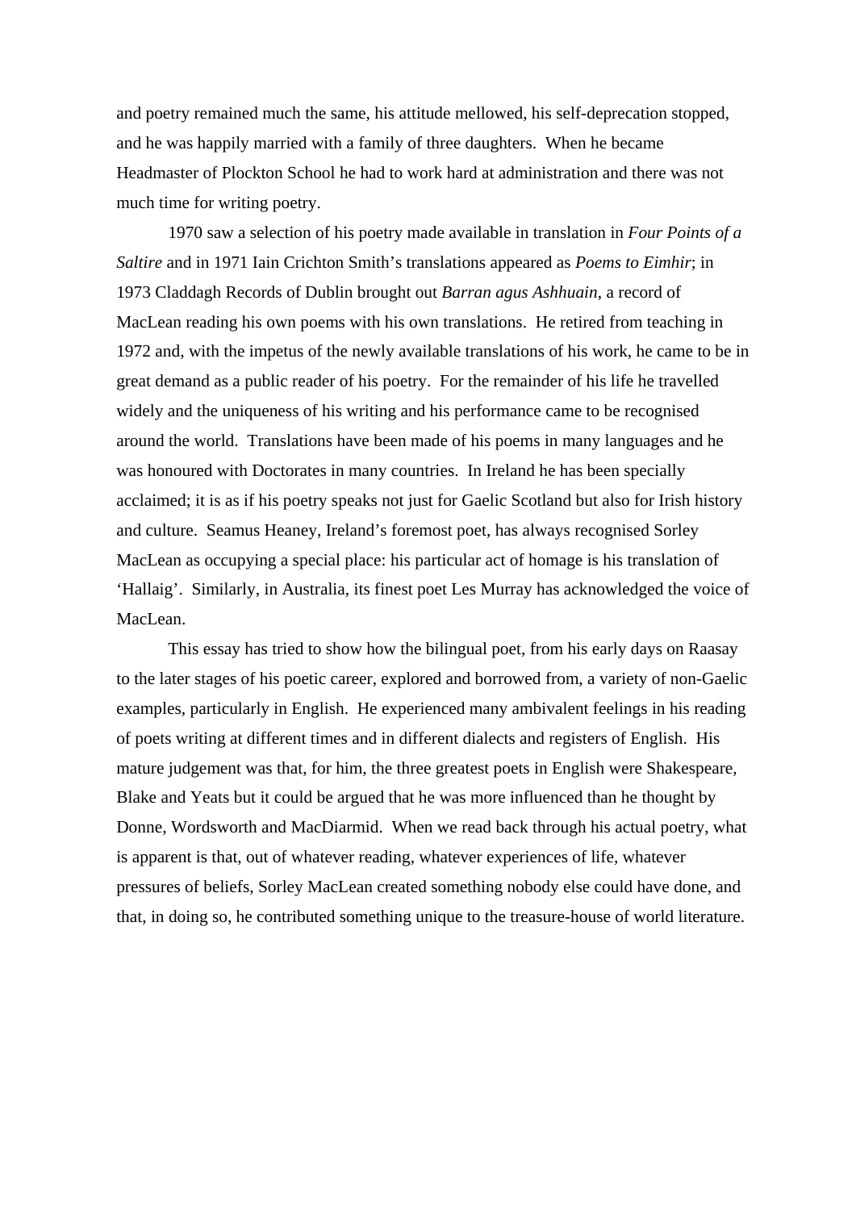and poetry remained much the same, his attitude mellowed, his self-deprecation stopped, and he was happily married with a family of three daughters.  When he became Headmaster of Plockton School he had to work hard at administration and there was not much time for writing poetry.

1970 saw a selection of his poetry made available in translation in *Four Points of a Saltire* and in 1971 Iain Crichton Smith's translations appeared as *Poems to Eimhir*; in 1973 Claddagh Records of Dublin brought out *Barran agus Ashhuain*, a record of MacLean reading his own poems with his own translations.  He retired from teaching in 1972 and, with the impetus of the newly available translations of his work, he came to be in great demand as a public reader of his poetry.  For the remainder of his life he travelled widely and the uniqueness of his writing and his performance came to be recognised around the world.  Translations have been made of his poems in many languages and he was honoured with Doctorates in many countries.  In Ireland he has been specially acclaimed; it is as if his poetry speaks not just for Gaelic Scotland but also for Irish history and culture.  Seamus Heaney, Ireland's foremost poet, has always recognised Sorley MacLean as occupying a special place: his particular act of homage is his translation of 'Hallaig'.  Similarly, in Australia, its finest poet Les Murray has acknowledged the voice of MacLean.

This essay has tried to show how the bilingual poet, from his early days on Raasay to the later stages of his poetic career, explored and borrowed from, a variety of non-Gaelic examples, particularly in English.  He experienced many ambivalent feelings in his reading of poets writing at different times and in different dialects and registers of English.  His mature judgement was that, for him, the three greatest poets in English were Shakespeare, Blake and Yeats but it could be argued that he was more influenced than he thought by Donne, Wordsworth and MacDiarmid.  When we read back through his actual poetry, what is apparent is that, out of whatever reading, whatever experiences of life, whatever pressures of beliefs, Sorley MacLean created something nobody else could have done, and that, in doing so, he contributed something unique to the treasure-house of world literature.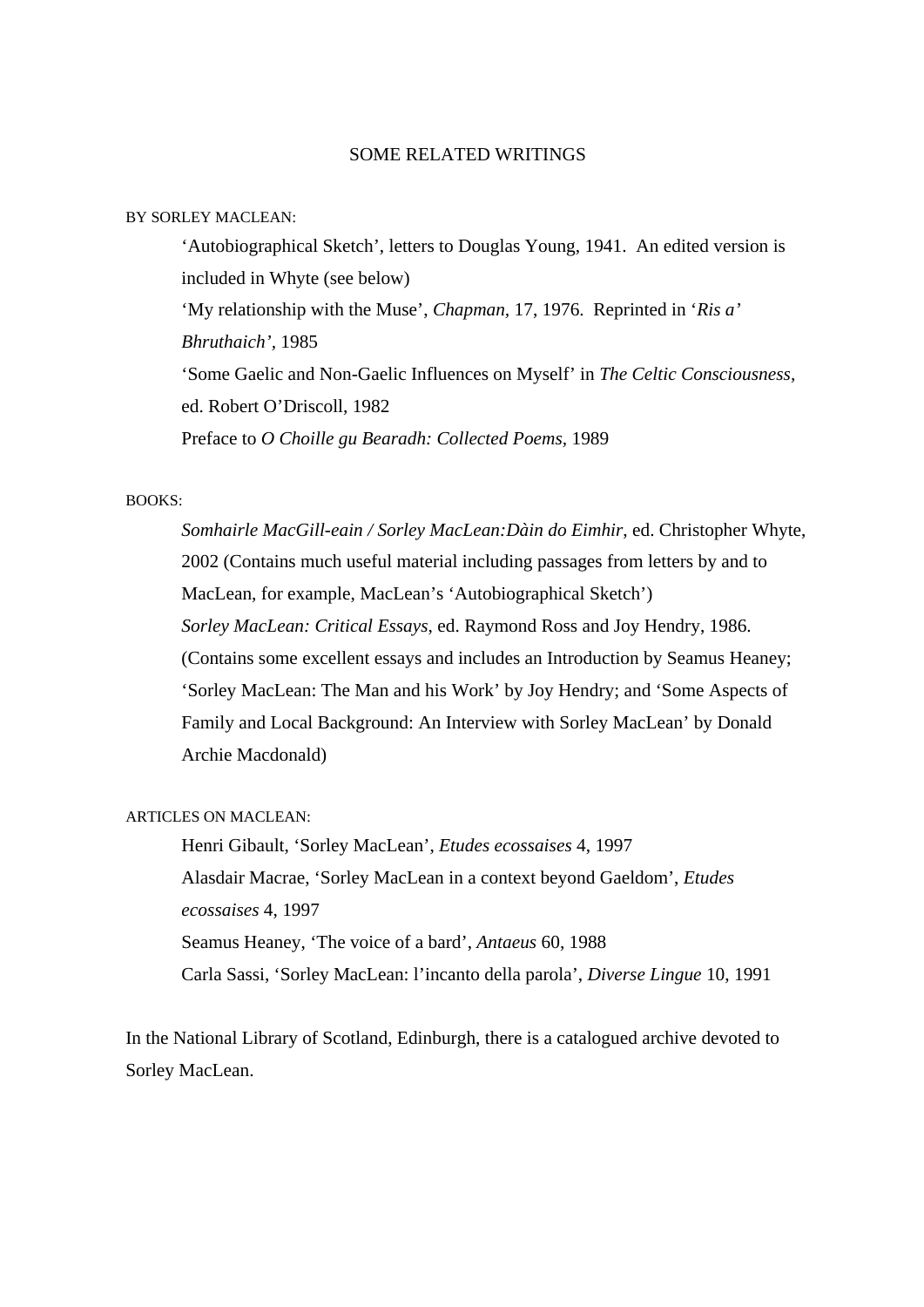# SOME RELATED WRITINGS

BY SORLEY MACLEAN:

> ‘Autobiographical Sketch’, letters to Douglas Young, 1941. An edited version is included in Whyte (see below)
>
> ‘My relationship with the Muse’, *Chapman*, 17, 1976. Reprinted in ‘*Ris a’ Bhruthaich’*, 1985
>
> ‘Some Gaelic and Non-Gaelic Influences on Myself’ in *The Celtic Consciousness*, ed. Robert O’Driscoll, 1982
>
> Preface to *O Choille gu Bearadh: Collected Poems*, 1989

BOOKS:

> *Somhairle MacGill-eain / Sorley MacLean:Dàin do Eimhir*, ed. Christopher Whyte, 2002 (Contains much useful material including passages from letters by and to MacLean, for example, MacLean’s ‘Autobiographical Sketch’)
>
> *Sorley MacLean: Critical Essays*, ed. Raymond Ross and Joy Hendry, 1986. (Contains some excellent essays and includes an Introduction by Seamus Heaney; ‘Sorley MacLean: The Man and his Work’ by Joy Hendry; and ‘Some Aspects of Family and Local Background: An Interview with Sorley MacLean’ by Donald Archie Macdonald)

ARTICLES ON MACLEAN:

> Henri Gibault, ‘Sorley MacLean’, *Etudes ecossaises* 4, 1997
>
> Alasdair Macrae, ‘Sorley MacLean in a context beyond Gaeldom’, *Etudes ecossaises* 4, 1997
>
> Seamus Heaney, ‘The voice of a bard’, *Antaeus* 60, 1988
>
> Carla Sassi, ‘Sorley MacLean: l’incanto della parola’, *Diverse Lingue* 10, 1991

In the National Library of Scotland, Edinburgh, there is a catalogued archive devoted to Sorley MacLean.